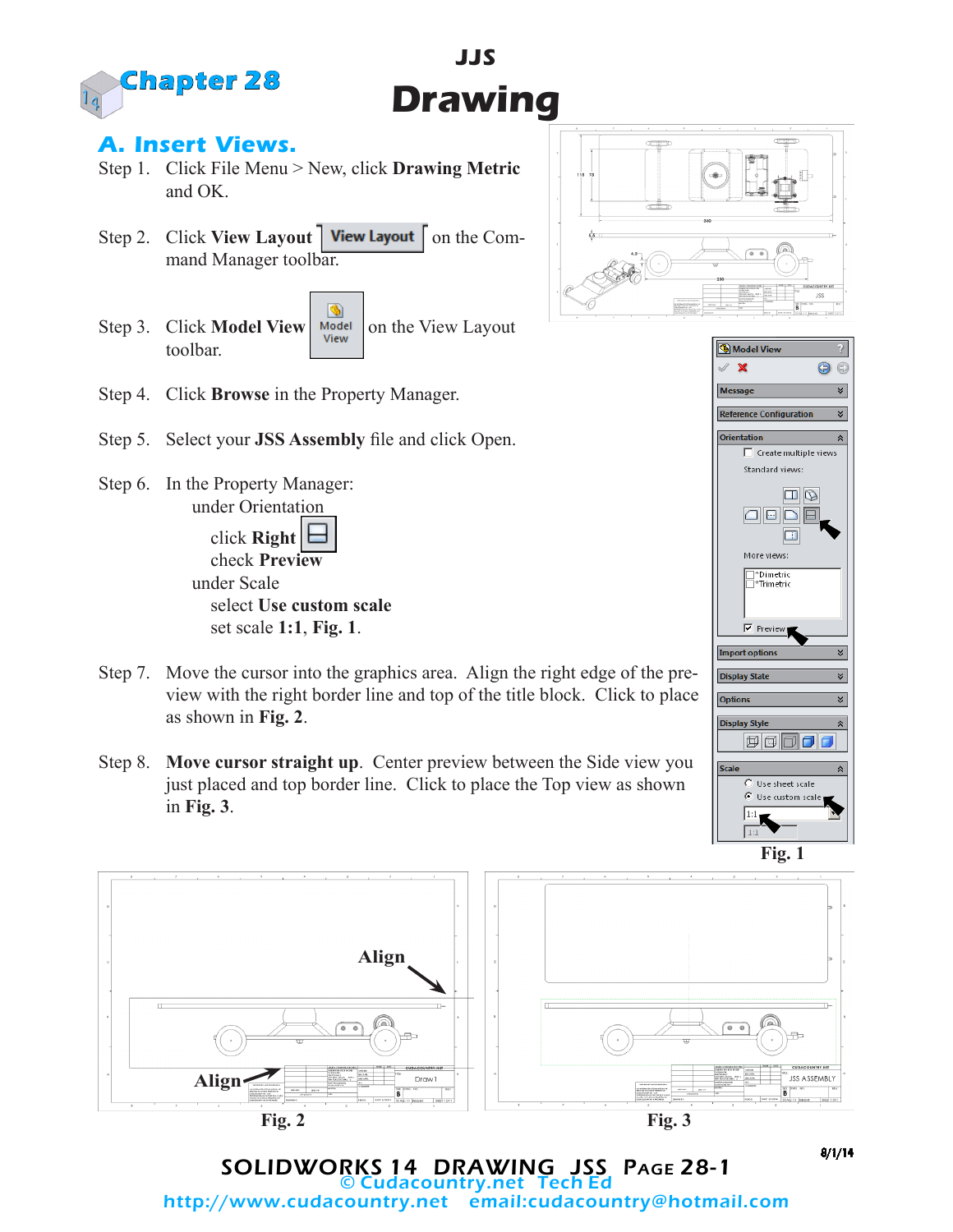# Chapter 28

## JJS Drawing

## A. Insert Views.

Step 1. Click File Menu > New, click **Drawing Metric** and OK.

Step 2. Click **View Layout** on the Command Manager toolbar.

Step 3. Click **Model View** on the View Layout toolbar.

Step 4. Click **Browse** in the Property Manager.

Step 5. Select your **JSS Assembly** file and click Open.

Step 6. In the Property Manager:
- under Orientation
  - click **Right**
  - check **Preview**
- under Scale
  - select **Use custom scale**
  - set scale **1:1**, **Fig. 1**.

Step 7. Move the cursor into the graphics area. Align the right edge of the preview with the right border line and top of the title block. Click to place as shown in **Fig. 2**.

Step 8. **Move cursor straight up**. Center preview between the Side view you just placed and top border line. Click to place the Top view as shown in **Fig. 3**.

Fig. 1

Fig. 2

Fig. 3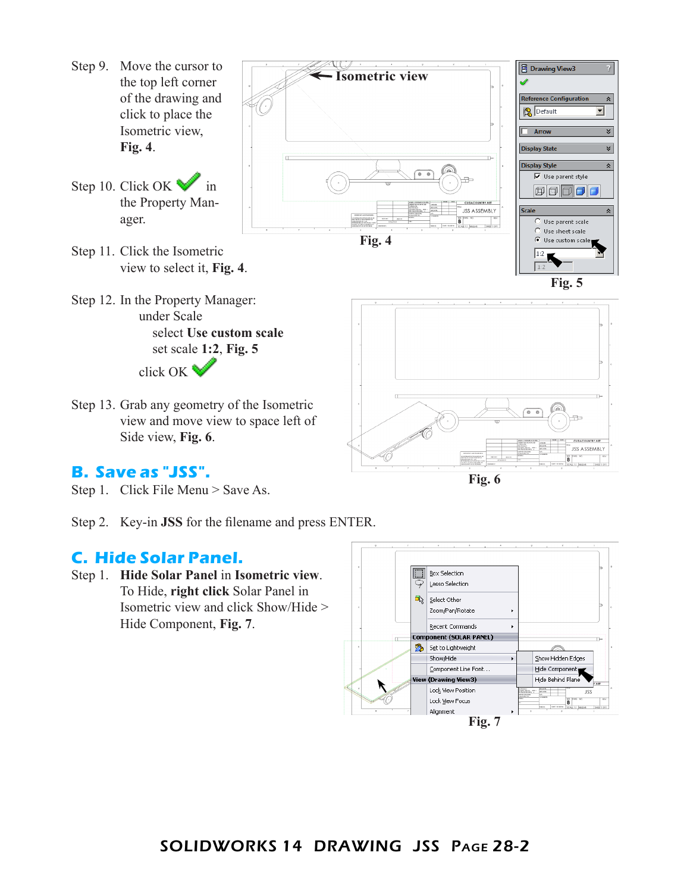Step 9. Move the cursor to the top left corner of the drawing and click to place the Isometric view, **Fig. 4**.

Step 10. Click OK ✔ in the Property Manager.

Step 11. Click the Isometric view to select it, **Fig. 4**.

Step 12. In the Property Manager:
under Scale
select **Use custom scale**
set scale **1:2**, **Fig. 5**
click OK ✔

Step 13. Grab any geometry of the Isometric view and move view to space left of Side view, **Fig. 6**.

Fig. 4

Fig. 5

Fig. 6

## B. Save as "JSS".

Step 1. Click File Menu > Save As.

Step 2. Key-in **JSS** for the filename and press ENTER.

## C. Hide Solar Panel.

Step 1. **Hide Solar Panel** in **Isometric view**. To Hide, **right click** Solar Panel in Isometric view and click Show/Hide > Hide Component, **Fig. 7**.

Fig. 7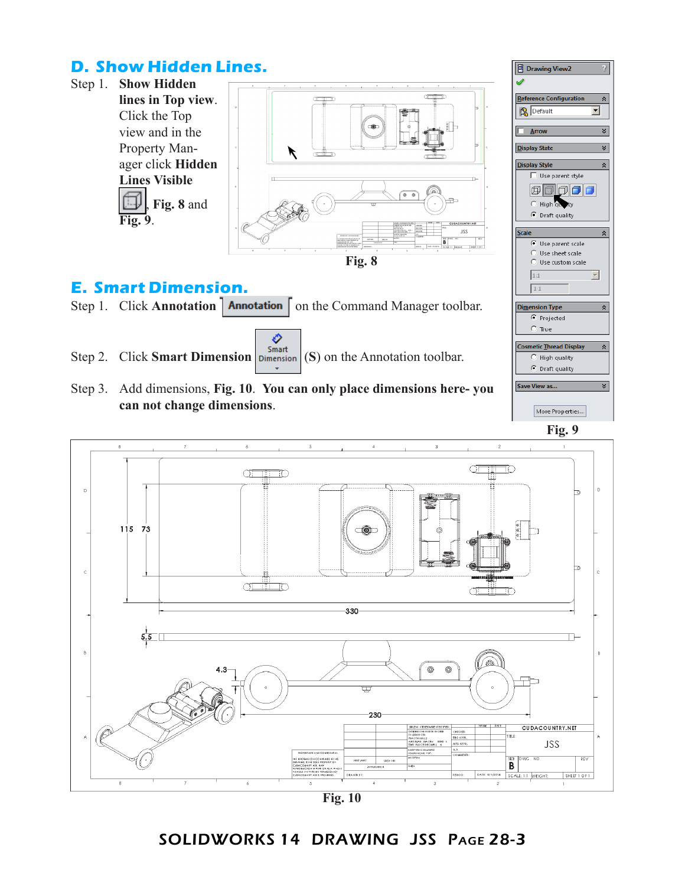## D. Show Hidden Lines.

Step 1. **Show Hidden lines in Top view**. Click the Top view and in the Property Manager click **Hidden Lines Visible**, **Fig. 8** and **Fig. 9**.

Fig. 8

Fig. 9

## E. Smart Dimension.

Step 1. Click **Annotation** on the Command Manager toolbar.

Step 2. Click **Smart Dimension** (**S**) on the Annotation toolbar.

Step 3. Add dimensions, **Fig. 10**. **You can only place dimensions here- you can not change dimensions**.

Fig. 10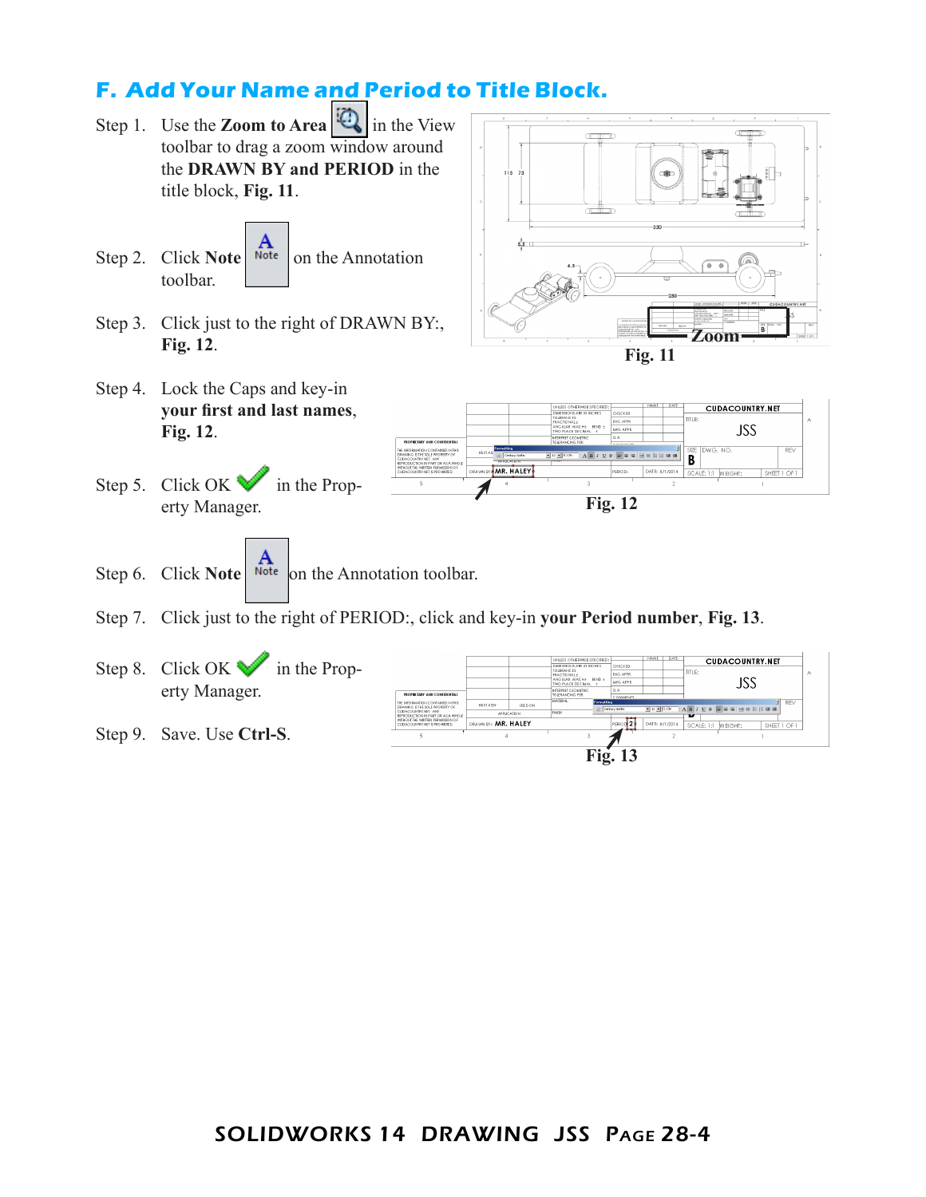## F. Add Your Name and Period to Title Block.

Step 1. Use the **Zoom to Area** in the View toolbar to drag a zoom window around the **DRAWN BY and PERIOD** in the title block, **Fig. 11**.

Step 2. Click **Note** on the Annotation toolbar.

Step 3. Click just to the right of DRAWN BY:, **Fig. 12**.

Step 4. Lock the Caps and key-in **your first and last names**, **Fig. 12**.

Step 5. Click OK in the Property Manager.

Fig. 11

Fig. 12

Step 6. Click **Note** on the Annotation toolbar.

Step 7. Click just to the right of PERIOD:, click and key-in **your Period number**, **Fig. 13**.

Step 8. Click OK in the Property Manager.

Step 9. Save. Use **Ctrl-S**.

Fig. 13